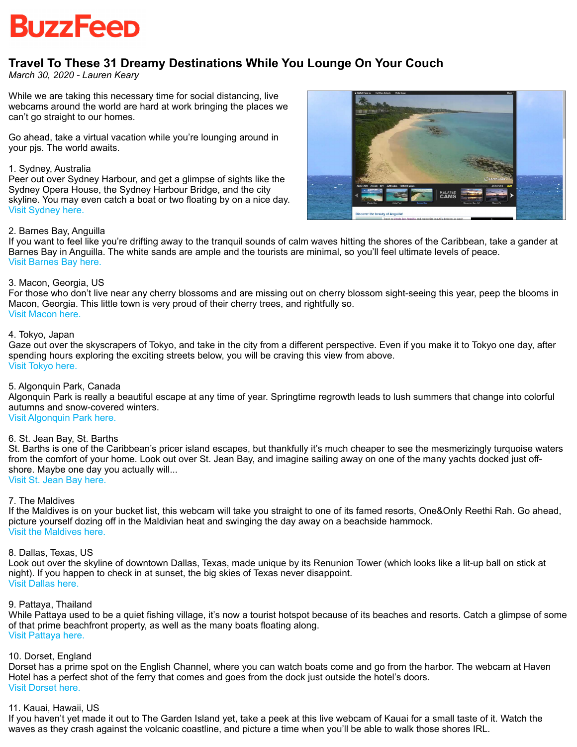BuzzFeed

# Travel To These 31 Dreamy Destinations While You Lounge On Your Couch

*March 30, 2020 - Lauren Keary*

While we are taking this necessary time for social distancing, live webcams around the world are hard at work bringing the places we can't go straight to our homes.

Go ahead, take a virtual vacation while you're lounging around in your pjs. The world awaits.

1. Sydney, Australia
Peer out over Sydney Harbour, and get a glimpse of sights like the Sydney Opera House, the Sydney Harbour Bridge, and the city skyline. You may even catch a boat or two floating by on a nice day.
Visit Sydney here.

2. Barnes Bay, Anguilla
If you want to feel like you're drifting away to the tranquil sounds of calm waves hitting the shores of the Caribbean, take a gander at Barnes Bay in Anguilla. The white sands are ample and the tourists are minimal, so you'll feel ultimate levels of peace.
Visit Barnes Bay here.

3. Macon, Georgia, US
For those who don't live near any cherry blossoms and are missing out on cherry blossom sight-seeing this year, peep the blooms in Macon, Georgia. This little town is very proud of their cherry trees, and rightfully so.
Visit Macon here.

4. Tokyo, Japan
Gaze out over the skyscrapers of Tokyo, and take in the city from a different perspective. Even if you make it to Tokyo one day, after spending hours exploring the exciting streets below, you will be craving this view from above.
Visit Tokyo here.

5. Algonquin Park, Canada
Algonquin Park is really a beautiful escape at any time of year. Springtime regrowth leads to lush summers that change into colorful autumns and snow-covered winters.
Visit Algonquin Park here.

6. St. Jean Bay, St. Barths
St. Barths is one of the Caribbean's pricer island escapes, but thankfully it's much cheaper to see the mesmerizingly turquoise waters from the comfort of your home. Look out over St. Jean Bay, and imagine sailing away on one of the many yachts docked just off-shore. Maybe one day you actually will...
Visit St. Jean Bay here.

7. The Maldives
If the Maldives is on your bucket list, this webcam will take you straight to one of its famed resorts, One&Only Reethi Rah. Go ahead, picture yourself dozing off in the Maldivian heat and swinging the day away on a beachside hammock.
Visit the Maldives here.

8. Dallas, Texas, US
Look out over the skyline of downtown Dallas, Texas, made unique by its Renunion Tower (which looks like a lit-up ball on stick at night). If you happen to check in at sunset, the big skies of Texas never disappoint.
Visit Dallas here.

9. Pattaya, Thailand
While Pattaya used to be a quiet fishing village, it's now a tourist hotspot because of its beaches and resorts. Catch a glimpse of some of that prime beachfront property, as well as the many boats floating along.
Visit Pattaya here.

10. Dorset, England
Dorset has a prime spot on the English Channel, where you can watch boats come and go from the harbor. The webcam at Haven Hotel has a perfect shot of the ferry that comes and goes from the dock just outside the hotel's doors.
Visit Dorset here.

11. Kauai, Hawaii, US
If you haven't yet made it out to The Garden Island yet, take a peek at this live webcam of Kauai for a small taste of it. Watch the waves as they crash against the volcanic coastline, and picture a time when you'll be able to walk those shores IRL.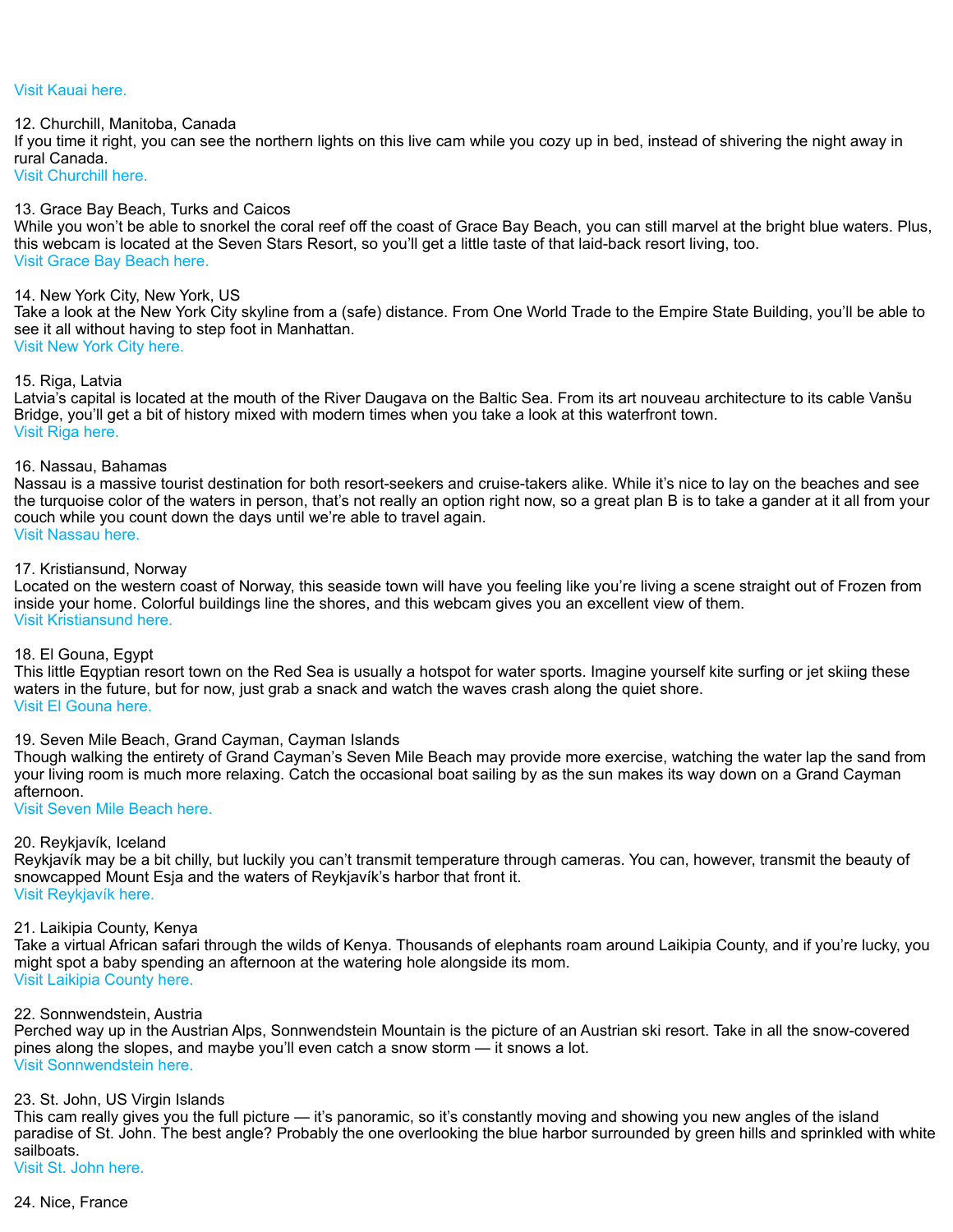Visit Kauai here.

12. Churchill, Manitoba, Canada
If you time it right, you can see the northern lights on this live cam while you cozy up in bed, instead of shivering the night away in rural Canada.
Visit Churchill here.

13. Grace Bay Beach, Turks and Caicos
While you won't be able to snorkel the coral reef off the coast of Grace Bay Beach, you can still marvel at the bright blue waters. Plus, this webcam is located at the Seven Stars Resort, so you'll get a little taste of that laid-back resort living, too.
Visit Grace Bay Beach here.

14. New York City, New York, US
Take a look at the New York City skyline from a (safe) distance. From One World Trade to the Empire State Building, you'll be able to see it all without having to step foot in Manhattan.
Visit New York City here.

15. Riga, Latvia
Latvia's capital is located at the mouth of the River Daugava on the Baltic Sea. From its art nouveau architecture to its cable Vanšu Bridge, you'll get a bit of history mixed with modern times when you take a look at this waterfront town.
Visit Riga here.

16. Nassau, Bahamas
Nassau is a massive tourist destination for both resort-seekers and cruise-takers alike. While it's nice to lay on the beaches and see the turquoise color of the waters in person, that's not really an option right now, so a great plan B is to take a gander at it all from your couch while you count down the days until we're able to travel again.
Visit Nassau here.

17. Kristiansund, Norway
Located on the western coast of Norway, this seaside town will have you feeling like you're living a scene straight out of Frozen from inside your home. Colorful buildings line the shores, and this webcam gives you an excellent view of them.
Visit Kristiansund here.

18. El Gouna, Egypt
This little Eqyptian resort town on the Red Sea is usually a hotspot for water sports. Imagine yourself kite surfing or jet skiing these waters in the future, but for now, just grab a snack and watch the waves crash along the quiet shore.
Visit El Gouna here.

19. Seven Mile Beach, Grand Cayman, Cayman Islands
Though walking the entirety of Grand Cayman's Seven Mile Beach may provide more exercise, watching the water lap the sand from your living room is much more relaxing. Catch the occasional boat sailing by as the sun makes its way down on a Grand Cayman afternoon.
Visit Seven Mile Beach here.

20. Reykjavík, Iceland
Reykjavík may be a bit chilly, but luckily you can't transmit temperature through cameras. You can, however, transmit the beauty of snowcapped Mount Esja and the waters of Reykjavík's harbor that front it.
Visit Reykjavík here.

21. Laikipia County, Kenya
Take a virtual African safari through the wilds of Kenya. Thousands of elephants roam around Laikipia County, and if you're lucky, you might spot a baby spending an afternoon at the watering hole alongside its mom.
Visit Laikipia County here.

22. Sonnwendstein, Austria
Perched way up in the Austrian Alps, Sonnwendstein Mountain is the picture of an Austrian ski resort. Take in all the snow-covered pines along the slopes, and maybe you'll even catch a snow storm — it snows a lot.
Visit Sonnwendstein here.

23. St. John, US Virgin Islands
This cam really gives you the full picture — it's panoramic, so it's constantly moving and showing you new angles of the island paradise of St. John. The best angle? Probably the one overlooking the blue harbor surrounded by green hills and sprinkled with white sailboats.
Visit St. John here.

24. Nice, France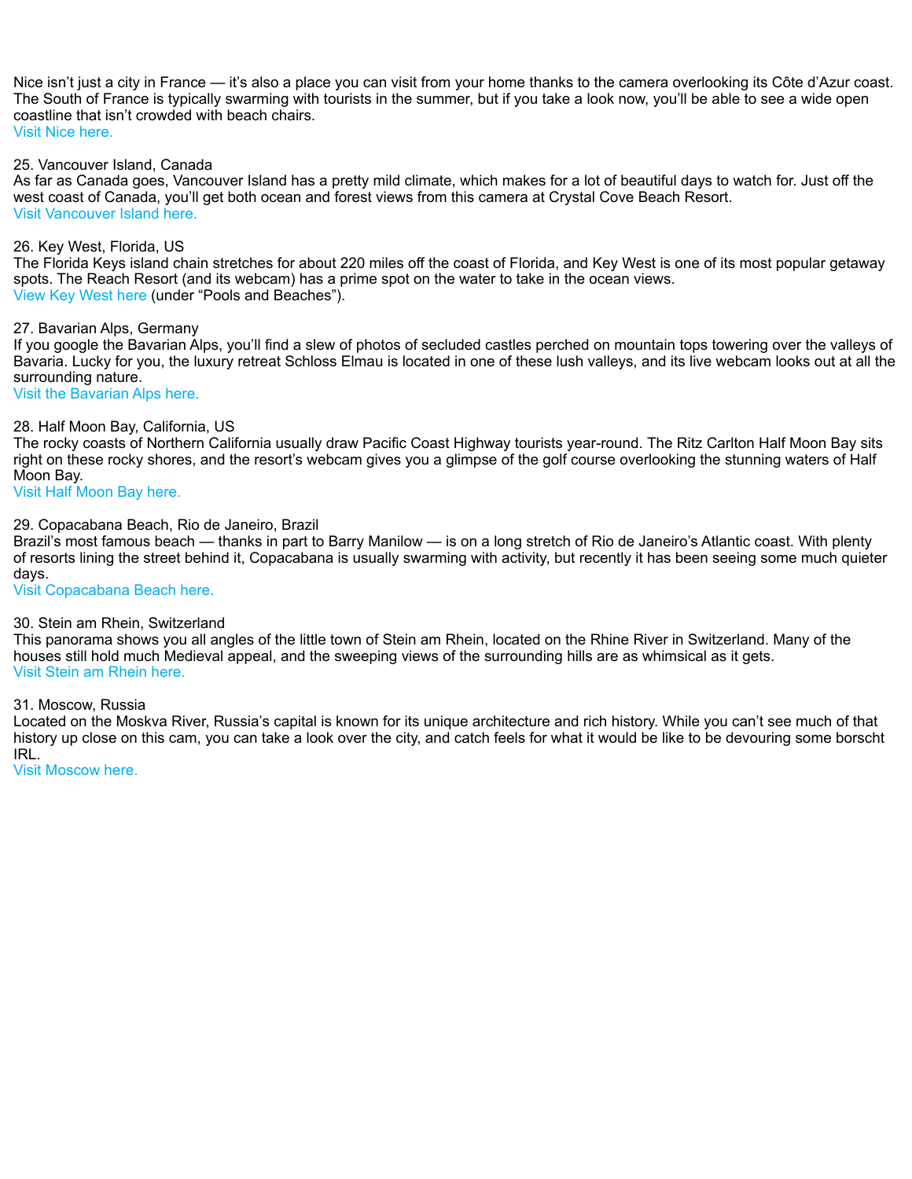Nice isn't just a city in France — it's also a place you can visit from your home thanks to the camera overlooking its Côte d'Azur coast. The South of France is typically swarming with tourists in the summer, but if you take a look now, you'll be able to see a wide open coastline that isn't crowded with beach chairs.
Visit Nice here.

25. Vancouver Island, Canada
As far as Canada goes, Vancouver Island has a pretty mild climate, which makes for a lot of beautiful days to watch for. Just off the west coast of Canada, you'll get both ocean and forest views from this camera at Crystal Cove Beach Resort.
Visit Vancouver Island here.

26. Key West, Florida, US
The Florida Keys island chain stretches for about 220 miles off the coast of Florida, and Key West is one of its most popular getaway spots. The Reach Resort (and its webcam) has a prime spot on the water to take in the ocean views.
View Key West here (under "Pools and Beaches").

27. Bavarian Alps, Germany
If you google the Bavarian Alps, you'll find a slew of photos of secluded castles perched on mountain tops towering over the valleys of Bavaria. Lucky for you, the luxury retreat Schloss Elmau is located in one of these lush valleys, and its live webcam looks out at all the surrounding nature.
Visit the Bavarian Alps here.

28. Half Moon Bay, California, US
The rocky coasts of Northern California usually draw Pacific Coast Highway tourists year-round. The Ritz Carlton Half Moon Bay sits right on these rocky shores, and the resort's webcam gives you a glimpse of the golf course overlooking the stunning waters of Half Moon Bay.
Visit Half Moon Bay here.

29. Copacabana Beach, Rio de Janeiro, Brazil
Brazil's most famous beach — thanks in part to Barry Manilow — is on a long stretch of Rio de Janeiro's Atlantic coast. With plenty of resorts lining the street behind it, Copacabana is usually swarming with activity, but recently it has been seeing some much quieter days.
Visit Copacabana Beach here.

30. Stein am Rhein, Switzerland
This panorama shows you all angles of the little town of Stein am Rhein, located on the Rhine River in Switzerland. Many of the houses still hold much Medieval appeal, and the sweeping views of the surrounding hills are as whimsical as it gets.
Visit Stein am Rhein here.

31. Moscow, Russia
Located on the Moskva River, Russia's capital is known for its unique architecture and rich history. While you can't see much of that history up close on this cam, you can take a look over the city, and catch feels for what it would be like to be devouring some borscht IRL.
Visit Moscow here.